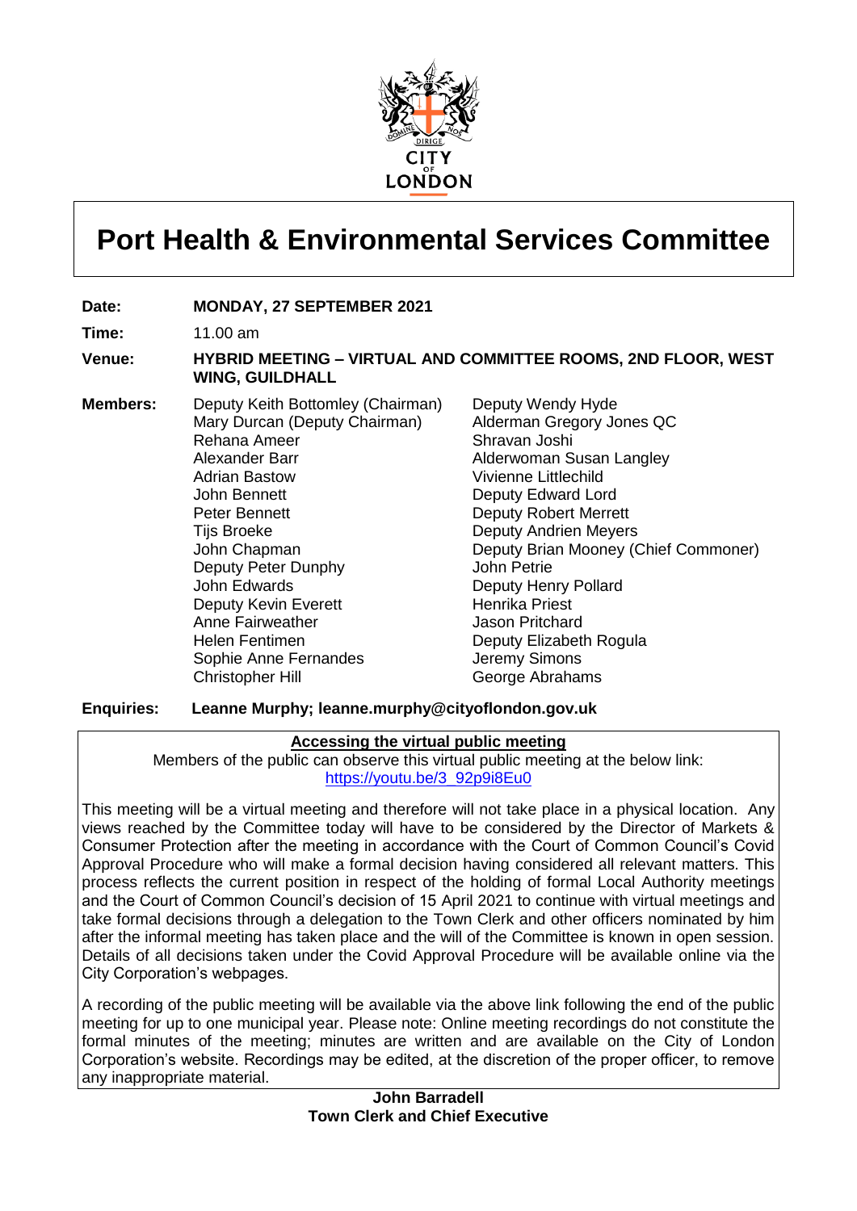# Port Health & Environmental Services Committee

**Date:** MONDAY, 27 SEPTEMBER 2021

**Time:** 11.00 am

**Venue:** HYBRID MEETING – VIRTUAL AND COMMITTEE ROOMS, 2ND FLOOR, WEST WING, GUILDHALL

**Members:**

Deputy Keith Bottomley (Chairman)
Mary Durcan (Deputy Chairman)
Rehana Ameer
Alexander Barr
Adrian Bastow
John Bennett
Peter Bennett
Tijs Broeke
John Chapman
Deputy Peter Dunphy
John Edwards
Deputy Kevin Everett
Anne Fairweather
Helen Fentimen
Sophie Anne Fernandes
Christopher Hill
Deputy Wendy Hyde
Alderman Gregory Jones QC
Shravan Joshi
Alderwoman Susan Langley
Vivienne Littlechild
Deputy Edward Lord
Deputy Robert Merrett
Deputy Andrien Meyers
Deputy Brian Mooney (Chief Commoner)
John Petrie
Deputy Henry Pollard
Henrika Priest
Jason Pritchard
Deputy Elizabeth Rogula
Jeremy Simons
George Abrahams

**Enquiries:** **Leanne Murphy; leanne.murphy@cityoflondon.gov.uk**

**Accessing the virtual public meeting**

Members of the public can observe this virtual public meeting at the below link: https://youtu.be/3_92p9i8Eu0

This meeting will be a virtual meeting and therefore will not take place in a physical location. Any views reached by the Committee today will have to be considered by the Director of Markets & Consumer Protection after the meeting in accordance with the Court of Common Council's Covid Approval Procedure who will make a formal decision having considered all relevant matters. This process reflects the current position in respect of the holding of formal Local Authority meetings and the Court of Common Council's decision of 15 April 2021 to continue with virtual meetings and take formal decisions through a delegation to the Town Clerk and other officers nominated by him after the informal meeting has taken place and the will of the Committee is known in open session. Details of all decisions taken under the Covid Approval Procedure will be available online via the City Corporation's webpages.

A recording of the public meeting will be available via the above link following the end of the public meeting for up to one municipal year. Please note: Online meeting recordings do not constitute the formal minutes of the meeting; minutes are written and are available on the City of London Corporation's website. Recordings may be edited, at the discretion of the proper officer, to remove any inappropriate material.

**John Barradell**
**Town Clerk and Chief Executive**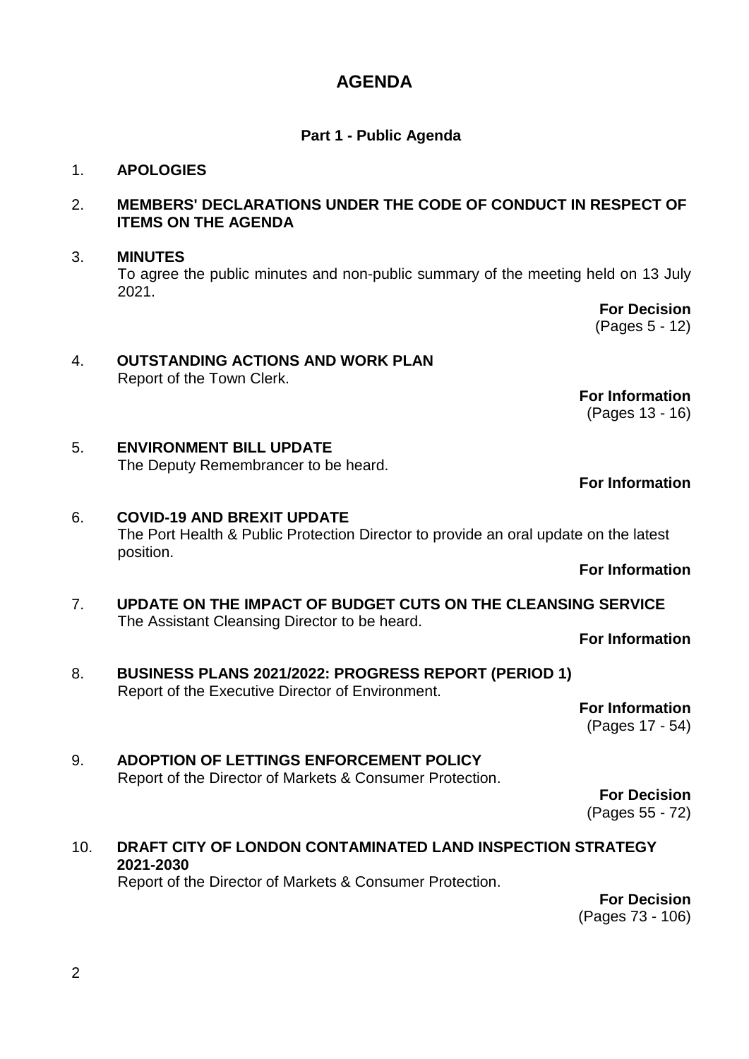# AGENDA

## Part 1 - Public Agenda

1. **APOLOGIES**

2. **MEMBERS' DECLARATIONS UNDER THE CODE OF CONDUCT IN RESPECT OF ITEMS ON THE AGENDA**

3. **MINUTES**
   To agree the public minutes and non-public summary of the meeting held on 13 July 2021.

   **For Decision**
   (Pages 5 - 12)

4. **OUTSTANDING ACTIONS AND WORK PLAN**
   Report of the Town Clerk.

   **For Information**
   (Pages 13 - 16)

5. **ENVIRONMENT BILL UPDATE**
   The Deputy Remembrancer to be heard.

   **For Information**

6. **COVID-19 AND BREXIT UPDATE**
   The Port Health & Public Protection Director to provide an oral update on the latest position.

   **For Information**

7. **UPDATE ON THE IMPACT OF BUDGET CUTS ON THE CLEANSING SERVICE**
   The Assistant Cleansing Director to be heard.

   **For Information**

8. **BUSINESS PLANS 2021/2022: PROGRESS REPORT (PERIOD 1)**
   Report of the Executive Director of Environment.

   **For Information**
   (Pages 17 - 54)

9. **ADOPTION OF LETTINGS ENFORCEMENT POLICY**
   Report of the Director of Markets & Consumer Protection.

   **For Decision**
   (Pages 55 - 72)

10. **DRAFT CITY OF LONDON CONTAMINATED LAND INSPECTION STRATEGY 2021-2030**
    Report of the Director of Markets & Consumer Protection.

    **For Decision**
    (Pages 73 - 106)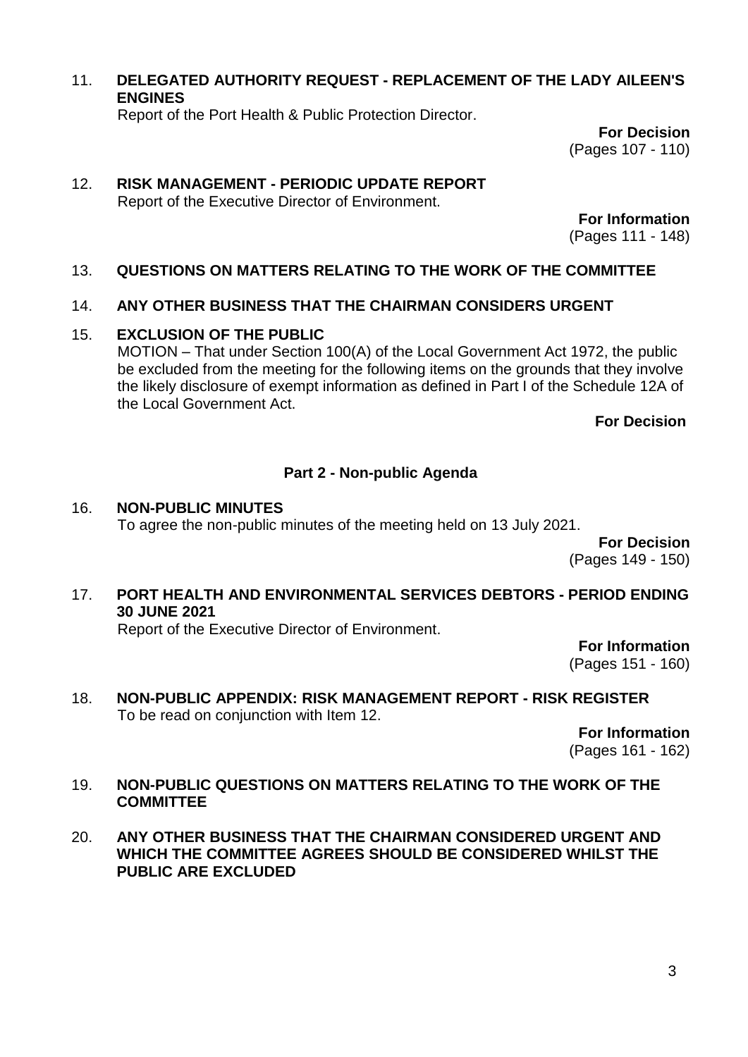11. **DELEGATED AUTHORITY REQUEST - REPLACEMENT OF THE LADY AILEEN'S ENGINES**

    Report of the Port Health & Public Protection Director.

    **For Decision**
    (Pages 107 - 110)

12. **RISK MANAGEMENT - PERIODIC UPDATE REPORT**

    Report of the Executive Director of Environment.

    **For Information**
    (Pages 111 - 148)

13. **QUESTIONS ON MATTERS RELATING TO THE WORK OF THE COMMITTEE**

14. **ANY OTHER BUSINESS THAT THE CHAIRMAN CONSIDERS URGENT**

15. **EXCLUSION OF THE PUBLIC**

    MOTION – That under Section 100(A) of the Local Government Act 1972, the public be excluded from the meeting for the following items on the grounds that they involve the likely disclosure of exempt information as defined in Part I of the Schedule 12A of the Local Government Act.

    **For Decision**

## Part 2 - Non-public Agenda

16. **NON-PUBLIC MINUTES**

    To agree the non-public minutes of the meeting held on 13 July 2021.

    **For Decision**
    (Pages 149 - 150)

17. **PORT HEALTH AND ENVIRONMENTAL SERVICES DEBTORS - PERIOD ENDING 30 JUNE 2021**

    Report of the Executive Director of Environment.

    **For Information**
    (Pages 151 - 160)

18. **NON-PUBLIC APPENDIX: RISK MANAGEMENT REPORT - RISK REGISTER**

    To be read on conjunction with Item 12.

    **For Information**
    (Pages 161 - 162)

19. **NON-PUBLIC QUESTIONS ON MATTERS RELATING TO THE WORK OF THE COMMITTEE**

20. **ANY OTHER BUSINESS THAT THE CHAIRMAN CONSIDERED URGENT AND WHICH THE COMMITTEE AGREES SHOULD BE CONSIDERED WHILST THE PUBLIC ARE EXCLUDED**